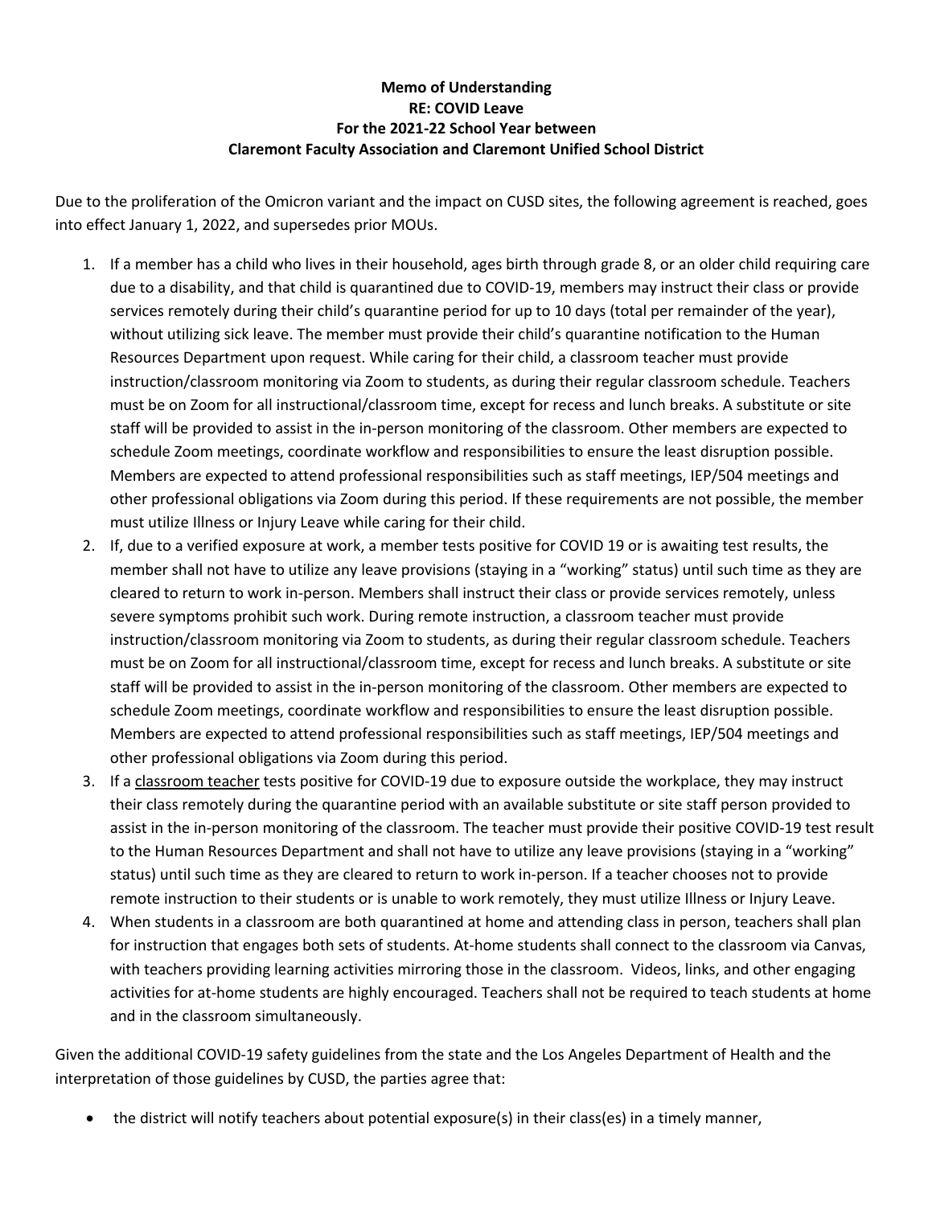**Memo of Understanding**
**RE: COVID Leave**
**For the 2021-22 School Year between**
**Claremont Faculty Association and Claremont Unified School District**

Due to the proliferation of the Omicron variant and the impact on CUSD sites, the following agreement is reached, goes into effect January 1, 2022, and supersedes prior MOUs.

1. If a member has a child who lives in their household, ages birth through grade 8, or an older child requiring care due to a disability, and that child is quarantined due to COVID-19, members may instruct their class or provide services remotely during their child's quarantine period for up to 10 days (total per remainder of the year), without utilizing sick leave. The member must provide their child's quarantine notification to the Human Resources Department upon request. While caring for their child, a classroom teacher must provide instruction/classroom monitoring via Zoom to students, as during their regular classroom schedule. Teachers must be on Zoom for all instructional/classroom time, except for recess and lunch breaks. A substitute or site staff will be provided to assist in the in-person monitoring of the classroom. Other members are expected to schedule Zoom meetings, coordinate workflow and responsibilities to ensure the least disruption possible. Members are expected to attend professional responsibilities such as staff meetings, IEP/504 meetings and other professional obligations via Zoom during this period. If these requirements are not possible, the member must utilize Illness or Injury Leave while caring for their child.
2. If, due to a verified exposure at work, a member tests positive for COVID 19 or is awaiting test results, the member shall not have to utilize any leave provisions (staying in a "working" status) until such time as they are cleared to return to work in-person. Members shall instruct their class or provide services remotely, unless severe symptoms prohibit such work. During remote instruction, a classroom teacher must provide instruction/classroom monitoring via Zoom to students, as during their regular classroom schedule. Teachers must be on Zoom for all instructional/classroom time, except for recess and lunch breaks. A substitute or site staff will be provided to assist in the in-person monitoring of the classroom. Other members are expected to schedule Zoom meetings, coordinate workflow and responsibilities to ensure the least disruption possible. Members are expected to attend professional responsibilities such as staff meetings, IEP/504 meetings and other professional obligations via Zoom during this period.
3. If a <u>classroom teacher</u> tests positive for COVID-19 due to exposure outside the workplace, they may instruct their class remotely during the quarantine period with an available substitute or site staff person provided to assist in the in-person monitoring of the classroom. The teacher must provide their positive COVID-19 test result to the Human Resources Department and shall not have to utilize any leave provisions (staying in a "working" status) until such time as they are cleared to return to work in-person. If a teacher chooses not to provide remote instruction to their students or is unable to work remotely, they must utilize Illness or Injury Leave.
4. When students in a classroom are both quarantined at home and attending class in person, teachers shall plan for instruction that engages both sets of students. At-home students shall connect to the classroom via Canvas, with teachers providing learning activities mirroring those in the classroom. Videos, links, and other engaging activities for at-home students are highly encouraged. Teachers shall not be required to teach students at home and in the classroom simultaneously.

Given the additional COVID-19 safety guidelines from the state and the Los Angeles Department of Health and the interpretation of those guidelines by CUSD, the parties agree that:

- the district will notify teachers about potential exposure(s) in their class(es) in a timely manner,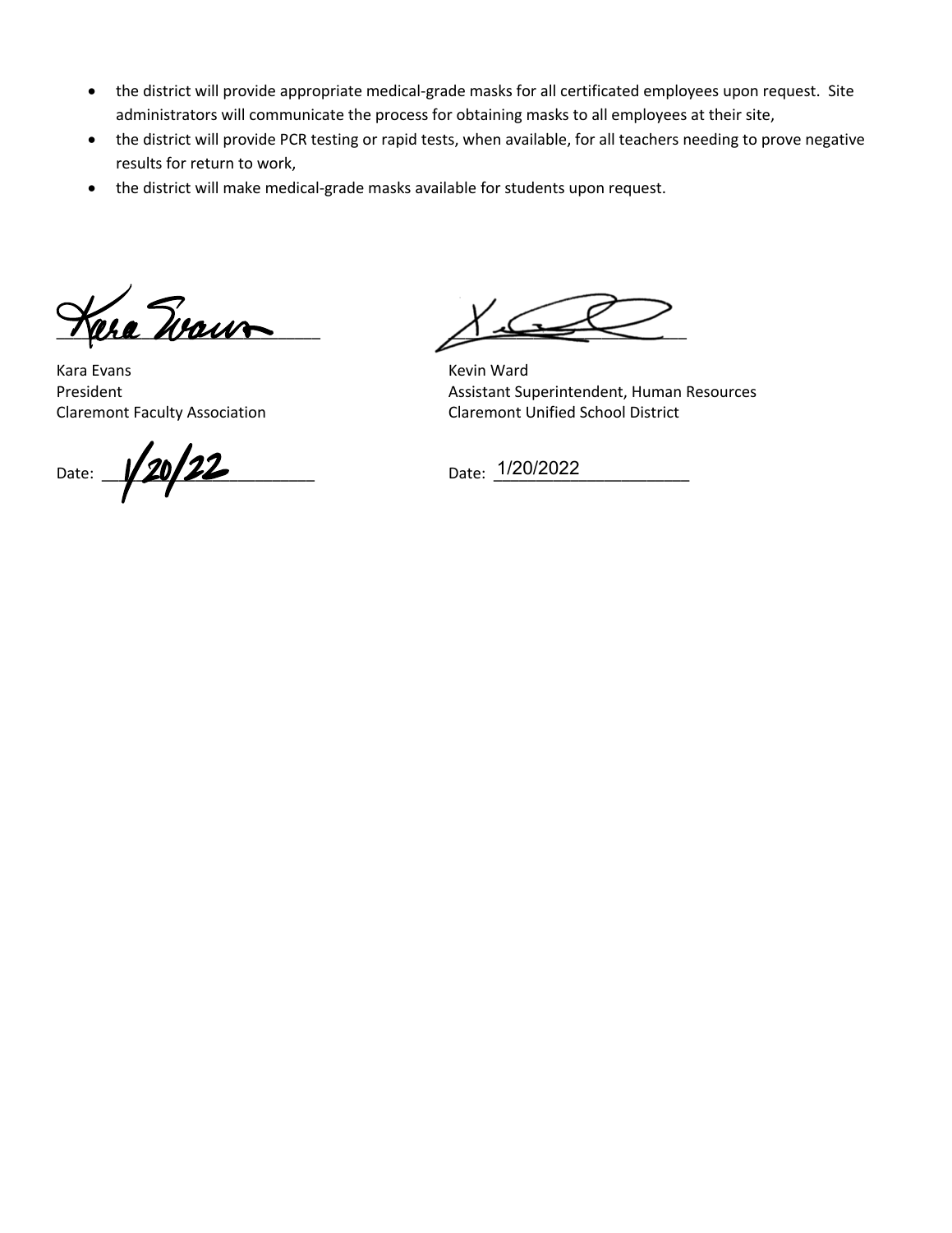- the district will provide appropriate medical-grade masks for all certificated employees upon request. Site administrators will communicate the process for obtaining masks to all employees at their site,
- the district will provide PCR testing or rapid tests, when available, for all teachers needing to prove negative results for return to work,
- the district will make medical-grade masks available for students upon request.

| | |
|---|---|
| Kara Evans | Kevin Ward |
| President | Assistant Superintendent, Human Resources |
| Claremont Faculty Association | Claremont Unified School District |
| Date: 1/20/22 | Date: 1/20/2022 |